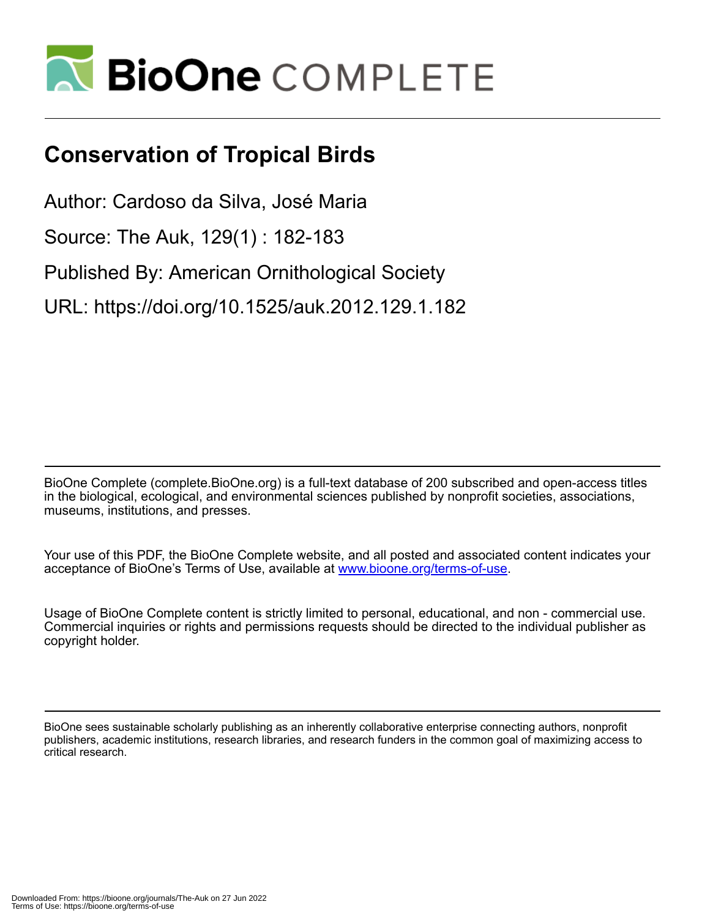# Conservation of Tropical Birds

Author: Cardoso da Silva, José Maria

Source: The Auk, 129(1) : 182-183

Published By: American Ornithological Society

URL: https://doi.org/10.1525/auk.2012.129.1.182

BioOne Complete (complete.BioOne.org) is a full-text database of 200 subscribed and open-access titles in the biological, ecological, and environmental sciences published by nonprofit societies, associations, museums, institutions, and presses.

Your use of this PDF, the BioOne Complete website, and all posted and associated content indicates your acceptance of BioOne's Terms of Use, available at www.bioone.org/terms-of-use.

Usage of BioOne Complete content is strictly limited to personal, educational, and non - commercial use. Commercial inquiries or rights and permissions requests should be directed to the individual publisher as copyright holder.

BioOne sees sustainable scholarly publishing as an inherently collaborative enterprise connecting authors, nonprofit publishers, academic institutions, research libraries, and research funders in the common goal of maximizing access to critical research.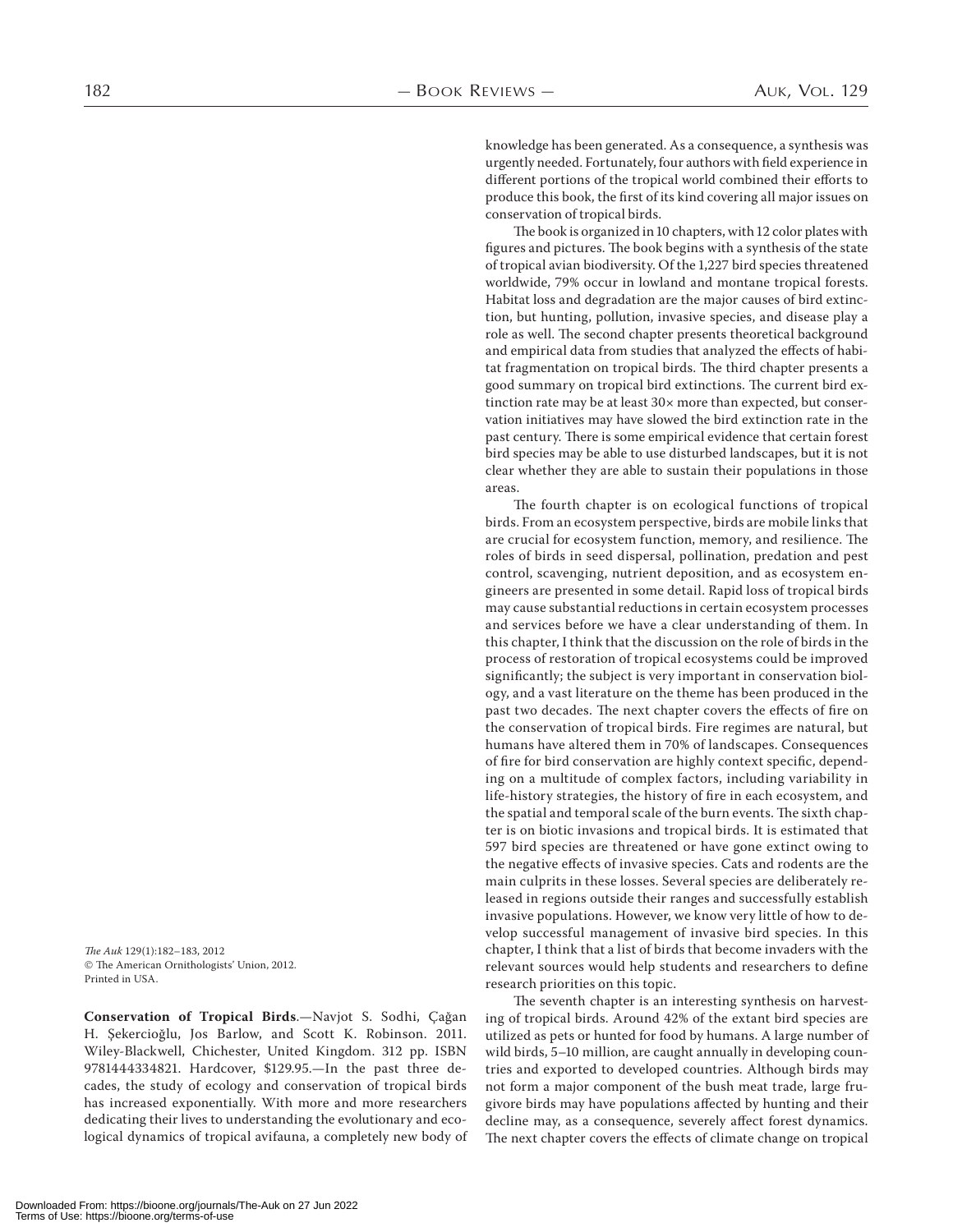**Conservation of Tropical Birds**.—Navjot S. Sodhi, Çağan H. Şekercioğlu, Jos Barlow, and Scott K. Robinson. 2011. Wiley-Blackwell, Chichester, United Kingdom. 312 pp. ISBN 9781444334821. Hardcover, $129.95.—In the past three decades, the study of ecology and conservation of tropical birds has increased exponentially. With more and more researchers dedicating their lives to understanding the evolutionary and ecological dynamics of tropical avifauna, a completely new body of knowledge has been generated. As a consequence, a synthesis was urgently needed. Fortunately, four authors with field experience in different portions of the tropical world combined their efforts to produce this book, the first of its kind covering all major issues on conservation of tropical birds.

The book is organized in 10 chapters, with 12 color plates with figures and pictures. The book begins with a synthesis of the state of tropical avian biodiversity. Of the 1,227 bird species threatened worldwide, 79% occur in lowland and montane tropical forests. Habitat loss and degradation are the major causes of bird extinction, but hunting, pollution, invasive species, and disease play a role as well. The second chapter presents theoretical background and empirical data from studies that analyzed the effects of habitat fragmentation on tropical birds. The third chapter presents a good summary on tropical bird extinctions. The current bird extinction rate may be at least 30× more than expected, but conservation initiatives may have slowed the bird extinction rate in the past century. There is some empirical evidence that certain forest bird species may be able to use disturbed landscapes, but it is not clear whether they are able to sustain their populations in those areas.

The fourth chapter is on ecological functions of tropical birds. From an ecosystem perspective, birds are mobile links that are crucial for ecosystem function, memory, and resilience. The roles of birds in seed dispersal, pollination, predation and pest control, scavenging, nutrient deposition, and as ecosystem engineers are presented in some detail. Rapid loss of tropical birds may cause substantial reductions in certain ecosystem processes and services before we have a clear understanding of them. In this chapter, I think that the discussion on the role of birds in the process of restoration of tropical ecosystems could be improved significantly; the subject is very important in conservation biology, and a vast literature on the theme has been produced in the past two decades. The next chapter covers the effects of fire on the conservation of tropical birds. Fire regimes are natural, but humans have altered them in 70% of landscapes. Consequences of fire for bird conservation are highly context specific, depending on a multitude of complex factors, including variability in life-history strategies, the history of fire in each ecosystem, and the spatial and temporal scale of the burn events. The sixth chapter is on biotic invasions and tropical birds. It is estimated that 597 bird species are threatened or have gone extinct owing to the negative effects of invasive species. Cats and rodents are the main culprits in these losses. Several species are deliberately released in regions outside their ranges and successfully establish invasive populations. However, we know very little of how to develop successful management of invasive bird species. In this chapter, I think that a list of birds that become invaders with the relevant sources would help students and researchers to define research priorities on this topic.

The seventh chapter is an interesting synthesis on harvesting of tropical birds. Around 42% of the extant bird species are utilized as pets or hunted for food by humans. A large number of wild birds, 5–10 million, are caught annually in developing countries and exported to developed countries. Although birds may not form a major component of the bush meat trade, large frugivore birds may have populations affected by hunting and their decline may, as a consequence, severely affect forest dynamics. The next chapter covers the effects of climate change on tropical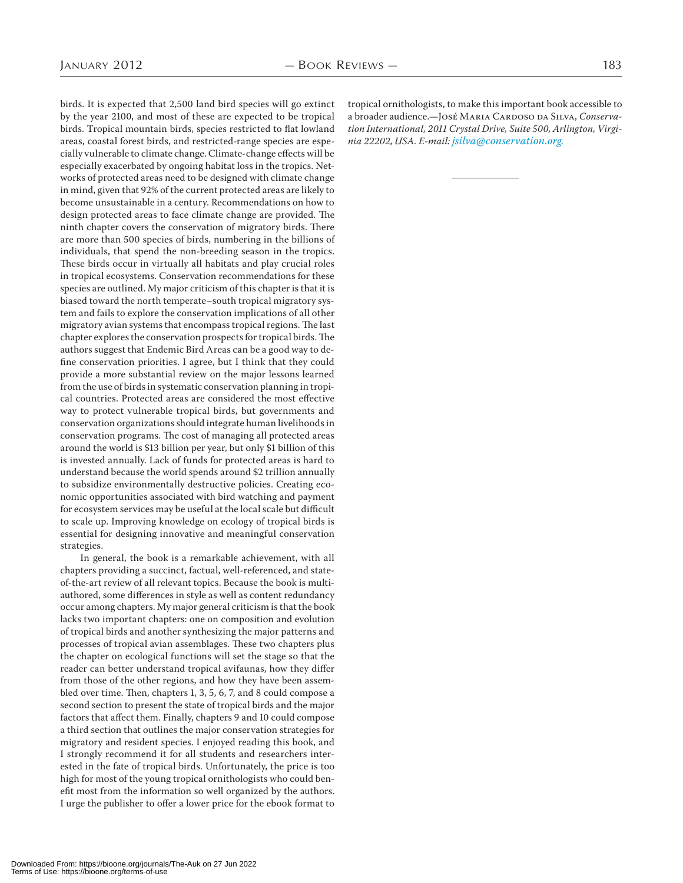birds. It is expected that 2,500 land bird species will go extinct by the year 2100, and most of these are expected to be tropical birds. Tropical mountain birds, species restricted to flat lowland areas, coastal forest birds, and restricted-range species are especially vulnerable to climate change. Climate-change effects will be especially exacerbated by ongoing habitat loss in the tropics. Networks of protected areas need to be designed with climate change in mind, given that 92% of the current protected areas are likely to become unsustainable in a century. Recommendations on how to design protected areas to face climate change are provided. The ninth chapter covers the conservation of migratory birds. There are more than 500 species of birds, numbering in the billions of individuals, that spend the non-breeding season in the tropics. These birds occur in virtually all habitats and play crucial roles in tropical ecosystems. Conservation recommendations for these species are outlined. My major criticism of this chapter is that it is biased toward the north temperate–south tropical migratory system and fails to explore the conservation implications of all other migratory avian systems that encompass tropical regions. The last chapter explores the conservation prospects for tropical birds. The authors suggest that Endemic Bird Areas can be a good way to define conservation priorities. I agree, but I think that they could provide a more substantial review on the major lessons learned from the use of birds in systematic conservation planning in tropical countries. Protected areas are considered the most effective way to protect vulnerable tropical birds, but governments and conservation organizations should integrate human livelihoods in conservation programs. The cost of managing all protected areas around the world is $13 billion per year, but only $1 billion of this is invested annually. Lack of funds for protected areas is hard to understand because the world spends around $2 trillion annually to subsidize environmentally destructive policies. Creating economic opportunities associated with bird watching and payment for ecosystem services may be useful at the local scale but difficult to scale up. Improving knowledge on ecology of tropical birds is essential for designing innovative and meaningful conservation strategies.

In general, the book is a remarkable achievement, with all chapters providing a succinct, factual, well-referenced, and state-of-the-art review of all relevant topics. Because the book is multi-authored, some differences in style as well as content redundancy occur among chapters. My major general criticism is that the book lacks two important chapters: one on composition and evolution of tropical birds and another synthesizing the major patterns and processes of tropical avian assemblages. These two chapters plus the chapter on ecological functions will set the stage so that the reader can better understand tropical avifaunas, how they differ from those of the other regions, and how they have been assembled over time. Then, chapters 1, 3, 5, 6, 7, and 8 could compose a second section to present the state of tropical birds and the major factors that affect them. Finally, chapters 9 and 10 could compose a third section that outlines the major conservation strategies for migratory and resident species. I enjoyed reading this book, and I strongly recommend it for all students and researchers interested in the fate of tropical birds. Unfortunately, the price is too high for most of the young tropical ornithologists who could benefit most from the information so well organized by the authors. I urge the publisher to offer a lower price for the ebook format to tropical ornithologists, to make this important book accessible to a broader audience.—José Maria Cardoso da Silva, *Conservation International, 2011 Crystal Drive, Suite 500, Arlington, Virginia 22202, USA. E-mail: jsilva@conservation.org.*

---

Downloaded From: https://bioone.org/journals/The-Auk on 27 Jun 2022
Terms of Use: https://bioone.org/terms-of-use